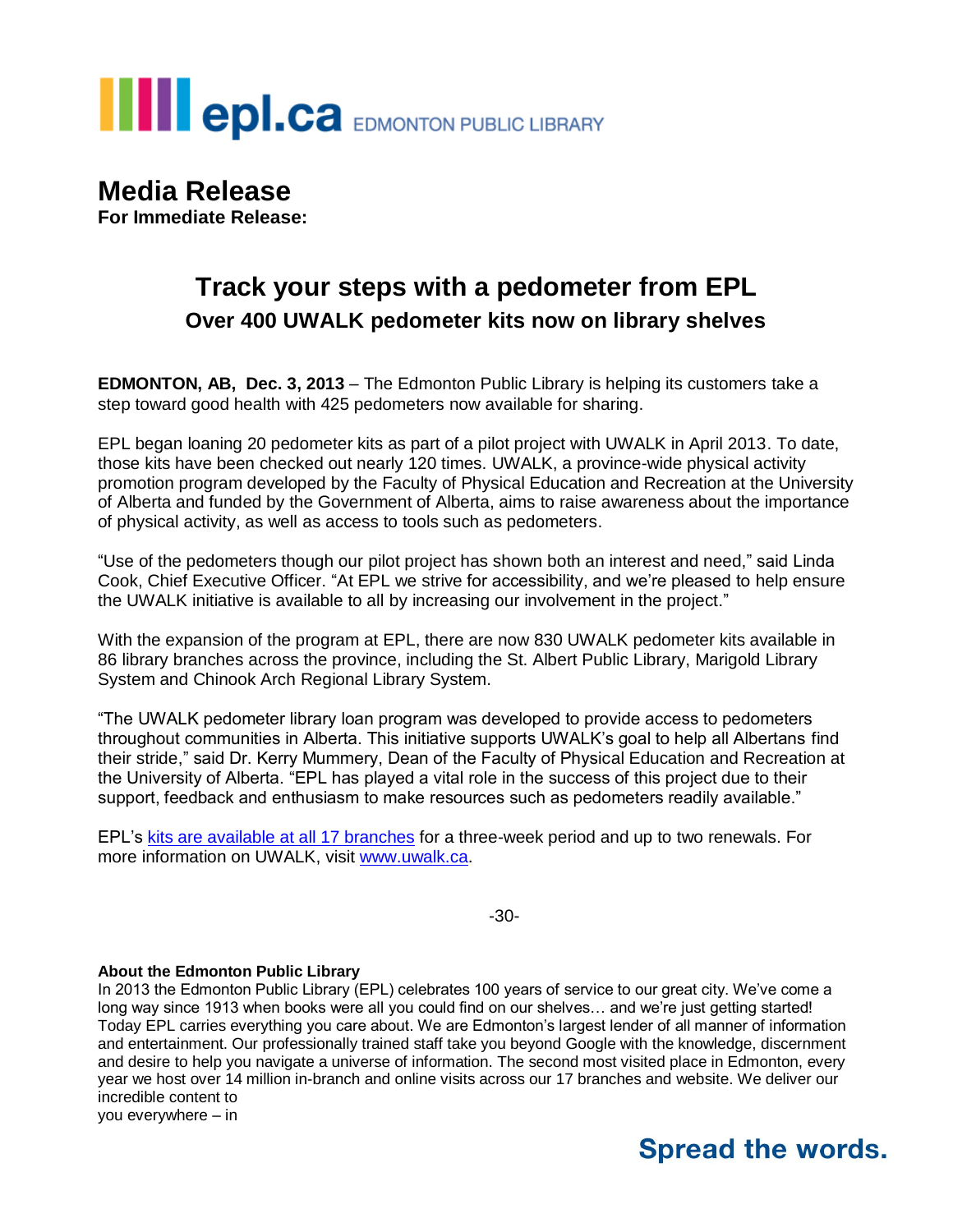epl.ca EDMONTON PUBLIC LIBRARY

# Media Release

**For Immediate Release:**

## Track your steps with a pedometer from EPL

### Over 400 UWALK pedometer kits now on library shelves

**EDMONTON, AB, Dec. 3, 2013** – The Edmonton Public Library is helping its customers take a step toward good health with 425 pedometers now available for sharing.

EPL began loaning 20 pedometer kits as part of a pilot project with UWALK in April 2013. To date, those kits have been checked out nearly 120 times. UWALK, a province-wide physical activity promotion program developed by the Faculty of Physical Education and Recreation at the University of Alberta and funded by the Government of Alberta, aims to raise awareness about the importance of physical activity, as well as access to tools such as pedometers.

"Use of the pedometers though our pilot project has shown both an interest and need," said Linda Cook, Chief Executive Officer. "At EPL we strive for accessibility, and we're pleased to help ensure the UWALK initiative is available to all by increasing our involvement in the project."

With the expansion of the program at EPL, there are now 830 UWALK pedometer kits available in 86 library branches across the province, including the St. Albert Public Library, Marigold Library System and Chinook Arch Regional Library System.

"The UWALK pedometer library loan program was developed to provide access to pedometers throughout communities in Alberta. This initiative supports UWALK's goal to help all Albertans find their stride," said Dr. Kerry Mummery, Dean of the Faculty of Physical Education and Recreation at the University of Alberta. "EPL has played a vital role in the success of this project due to their support, feedback and enthusiasm to make resources such as pedometers readily available."

EPL's kits are available at all 17 branches for a three-week period and up to two renewals. For more information on UWALK, visit www.uwalk.ca.

-30-

**About the Edmonton Public Library**

In 2013 the Edmonton Public Library (EPL) celebrates 100 years of service to our great city. We've come a long way since 1913 when books were all you could find on our shelves… and we're just getting started! Today EPL carries everything you care about. We are Edmonton's largest lender of all manner of information and entertainment. Our professionally trained staff take you beyond Google with the knowledge, discernment and desire to help you navigate a universe of information. The second most visited place in Edmonton, every year we host over 14 million in-branch and online visits across our 17 branches and website. We deliver our incredible content to
you everywhere – in

**Spread the words.**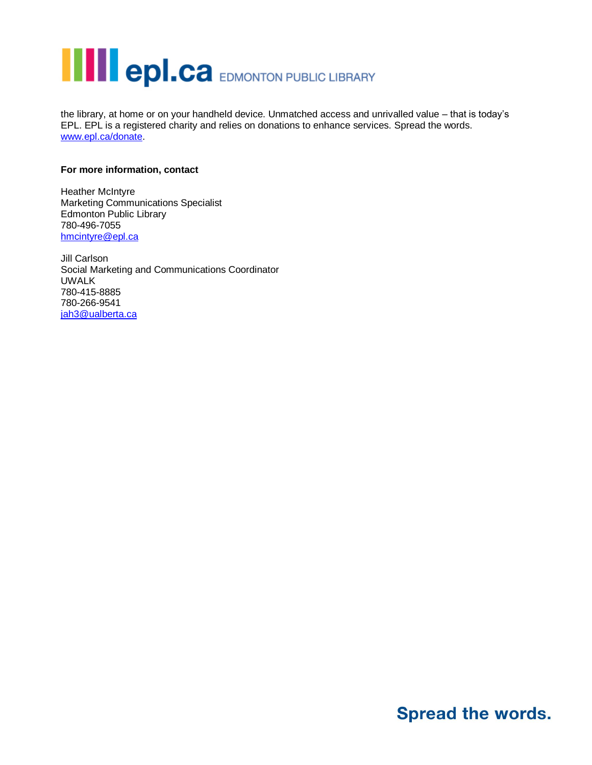the library, at home or on your handheld device. Unmatched access and unrivalled value – that is today's EPL. EPL is a registered charity and relies on donations to enhance services. Spread the words. www.epl.ca/donate.

**For more information, contact**

Heather McIntyre
Marketing Communications Specialist
Edmonton Public Library
780-496-7055
hmcintyre@epl.ca

Jill Carlson
Social Marketing and Communications Coordinator
UWALK
780-415-8885
780-266-9541
jah3@ualberta.ca